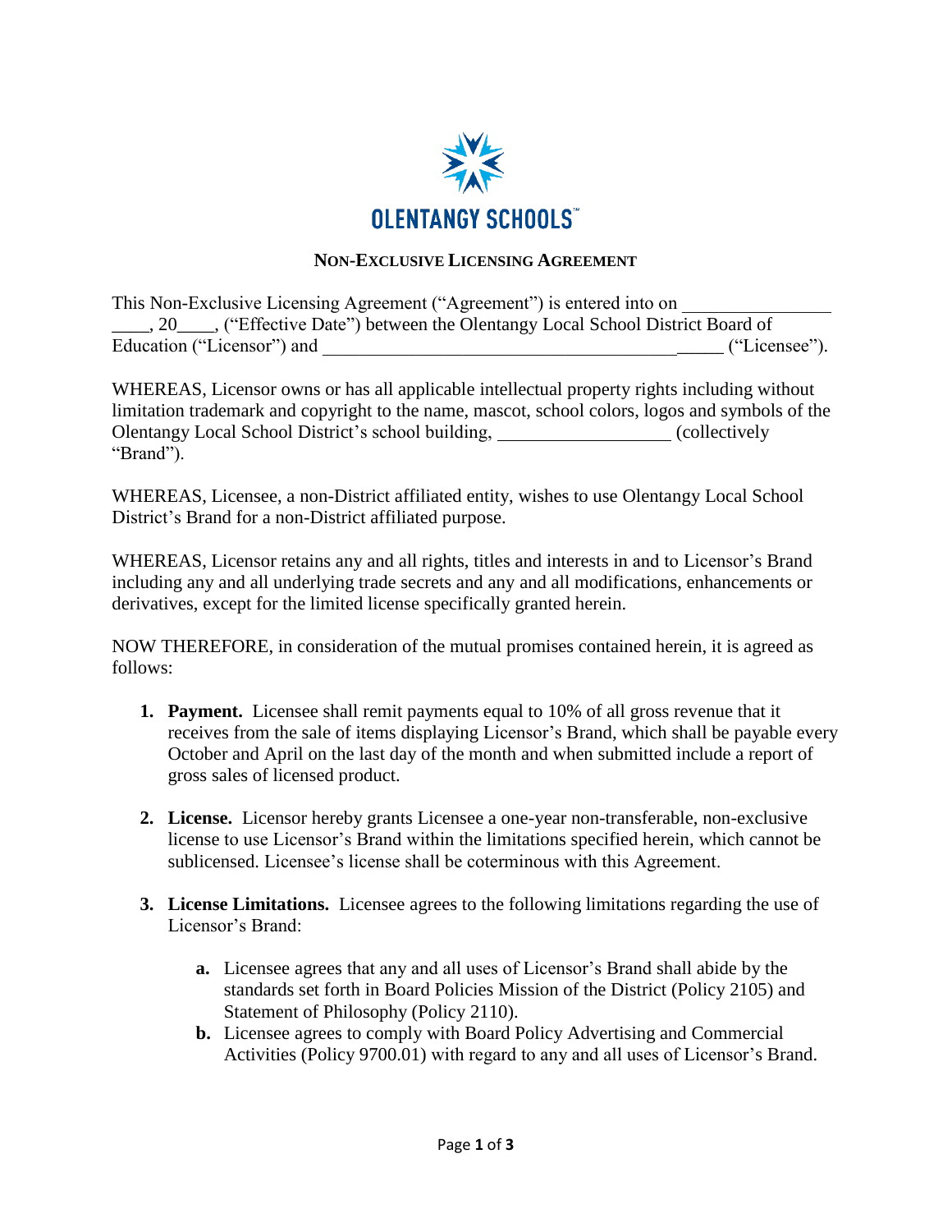OLENTANGY SCHOOLS™

# NON-EXCLUSIVE LICENSING AGREEMENT

This Non-Exclusive Licensing Agreement ("Agreement") is entered into on ________________ ____, 20____, ("Effective Date") between the Olentangy Local School District Board of Education ("Licensor") and ____________________________________________ ("Licensee").

WHEREAS, Licensor owns or has all applicable intellectual property rights including without limitation trademark and copyright to the name, mascot, school colors, logos and symbols of the Olentangy Local School District's school building, ___________________ (collectively "Brand").

WHEREAS, Licensee, a non-District affiliated entity, wishes to use Olentangy Local School District's Brand for a non-District affiliated purpose.

WHEREAS, Licensor retains any and all rights, titles and interests in and to Licensor's Brand including any and all underlying trade secrets and any and all modifications, enhancements or derivatives, except for the limited license specifically granted herein.

NOW THEREFORE, in consideration of the mutual promises contained herein, it is agreed as follows:

1. **Payment.** Licensee shall remit payments equal to 10% of all gross revenue that it receives from the sale of items displaying Licensor's Brand, which shall be payable every October and April on the last day of the month and when submitted include a report of gross sales of licensed product.

2. **License.** Licensor hereby grants Licensee a one-year non-transferable, non-exclusive license to use Licensor's Brand within the limitations specified herein, which cannot be sublicensed. Licensee's license shall be coterminous with this Agreement.

3. **License Limitations.** Licensee agrees to the following limitations regarding the use of Licensor's Brand:

    a. Licensee agrees that any and all uses of Licensor's Brand shall abide by the standards set forth in Board Policies Mission of the District (Policy 2105) and Statement of Philosophy (Policy 2110).

    b. Licensee agrees to comply with Board Policy Advertising and Commercial Activities (Policy 9700.01) with regard to any and all uses of Licensor's Brand.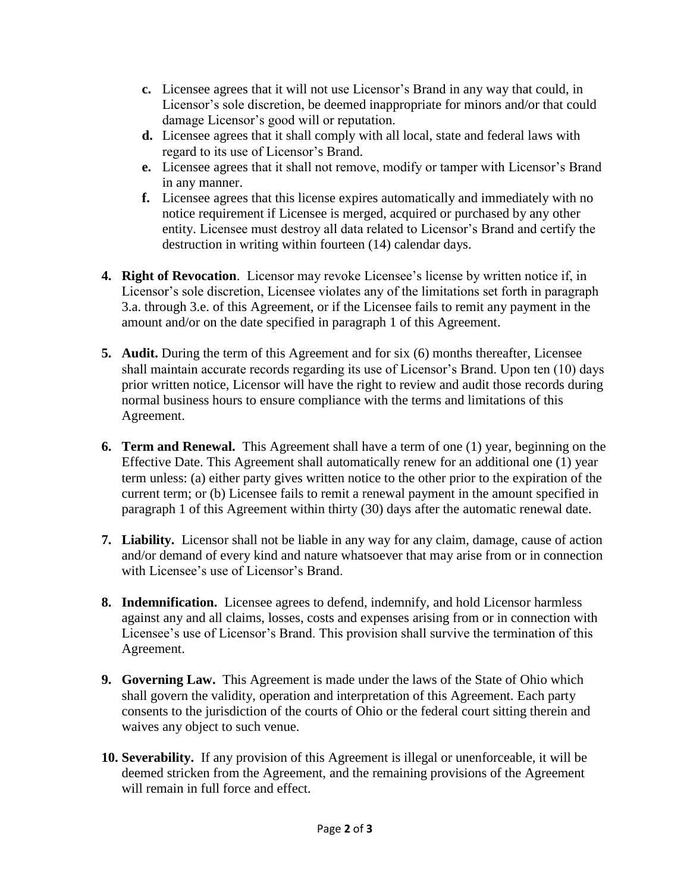- **c.** Licensee agrees that it will not use Licensor's Brand in any way that could, in Licensor's sole discretion, be deemed inappropriate for minors and/or that could damage Licensor's good will or reputation.
   - **d.** Licensee agrees that it shall comply with all local, state and federal laws with regard to its use of Licensor's Brand.
   - **e.** Licensee agrees that it shall not remove, modify or tamper with Licensor's Brand in any manner.
   - **f.** Licensee agrees that this license expires automatically and immediately with no notice requirement if Licensee is merged, acquired or purchased by any other entity. Licensee must destroy all data related to Licensor's Brand and certify the destruction in writing within fourteen (14) calendar days.

4. **Right of Revocation**. Licensor may revoke Licensee's license by written notice if, in Licensor's sole discretion, Licensee violates any of the limitations set forth in paragraph 3.a. through 3.e. of this Agreement, or if the Licensee fails to remit any payment in the amount and/or on the date specified in paragraph 1 of this Agreement.

5. **Audit.** During the term of this Agreement and for six (6) months thereafter, Licensee shall maintain accurate records regarding its use of Licensor's Brand. Upon ten (10) days prior written notice, Licensor will have the right to review and audit those records during normal business hours to ensure compliance with the terms and limitations of this Agreement.

6. **Term and Renewal.** This Agreement shall have a term of one (1) year, beginning on the Effective Date. This Agreement shall automatically renew for an additional one (1) year term unless: (a) either party gives written notice to the other prior to the expiration of the current term; or (b) Licensee fails to remit a renewal payment in the amount specified in paragraph 1 of this Agreement within thirty (30) days after the automatic renewal date.

7. **Liability.** Licensor shall not be liable in any way for any claim, damage, cause of action and/or demand of every kind and nature whatsoever that may arise from or in connection with Licensee's use of Licensor's Brand.

8. **Indemnification.** Licensee agrees to defend, indemnify, and hold Licensor harmless against any and all claims, losses, costs and expenses arising from or in connection with Licensee's use of Licensor's Brand. This provision shall survive the termination of this Agreement.

9. **Governing Law.** This Agreement is made under the laws of the State of Ohio which shall govern the validity, operation and interpretation of this Agreement. Each party consents to the jurisdiction of the courts of Ohio or the federal court sitting therein and waives any object to such venue.

10. **Severability.** If any provision of this Agreement is illegal or unenforceable, it will be deemed stricken from the Agreement, and the remaining provisions of the Agreement will remain in full force and effect.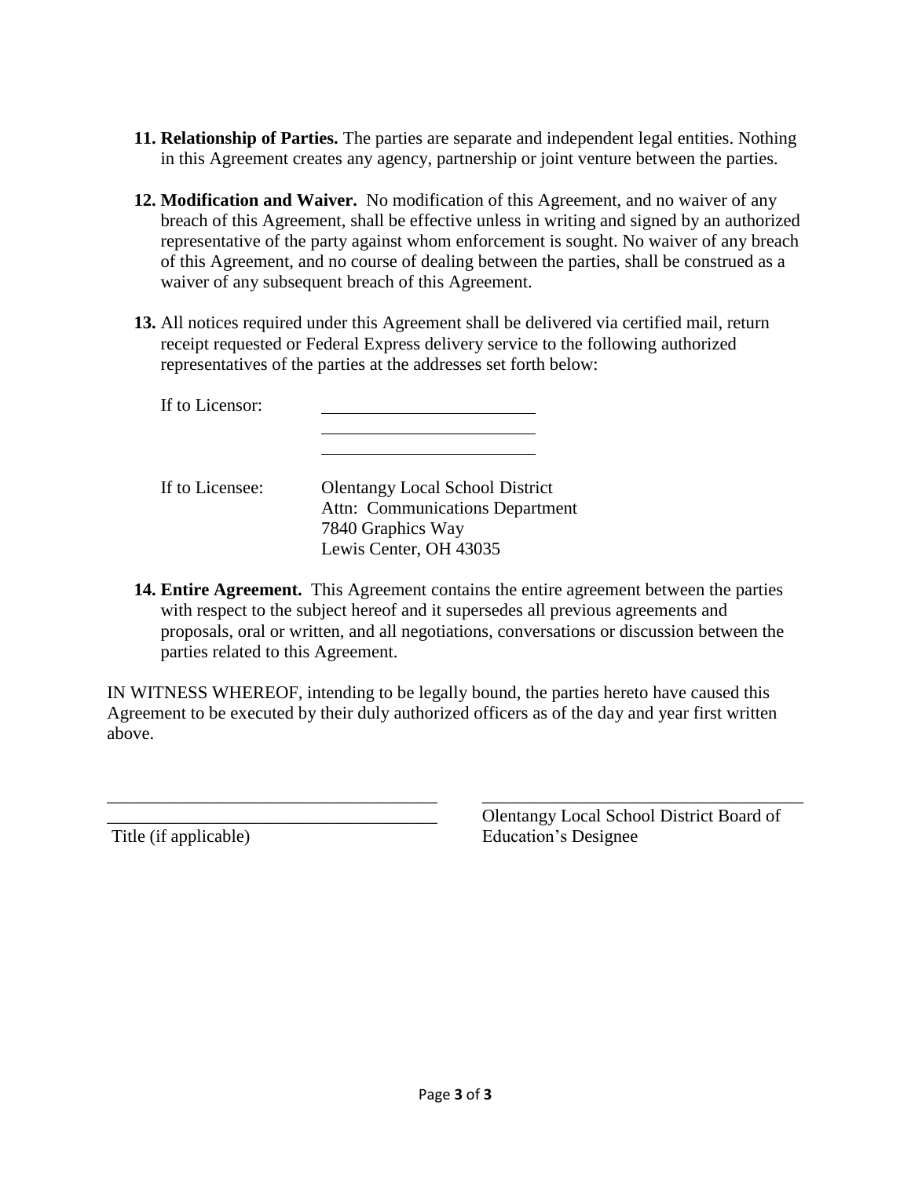11. **Relationship of Parties.** The parties are separate and independent legal entities. Nothing in this Agreement creates any agency, partnership or joint venture between the parties.

12. **Modification and Waiver.** No modification of this Agreement, and no waiver of any breach of this Agreement, shall be effective unless in writing and signed by an authorized representative of the party against whom enforcement is sought. No waiver of any breach of this Agreement, and no course of dealing between the parties, shall be construed as a waiver of any subsequent breach of this Agreement.

13. All notices required under this Agreement shall be delivered via certified mail, return receipt requested or Federal Express delivery service to the following authorized representatives of the parties at the addresses set forth below:

    If to Licensor: ________________________
    ________________________
    ________________________

    If to Licensee: Olentangy Local School District
    Attn: Communications Department
    7840 Graphics Way
    Lewis Center, OH 43035

14. **Entire Agreement.** This Agreement contains the entire agreement between the parties with respect to the subject hereof and it supersedes all previous agreements and proposals, oral or written, and all negotiations, conversations or discussion between the parties related to this Agreement.

IN WITNESS WHEREOF, intending to be legally bound, the parties hereto have caused this Agreement to be executed by their duly authorized officers as of the day and year first written above.

_____________________________________

_____________________________________
Title (if applicable)

_____________________________________
Olentangy Local School District Board of Education's Designee